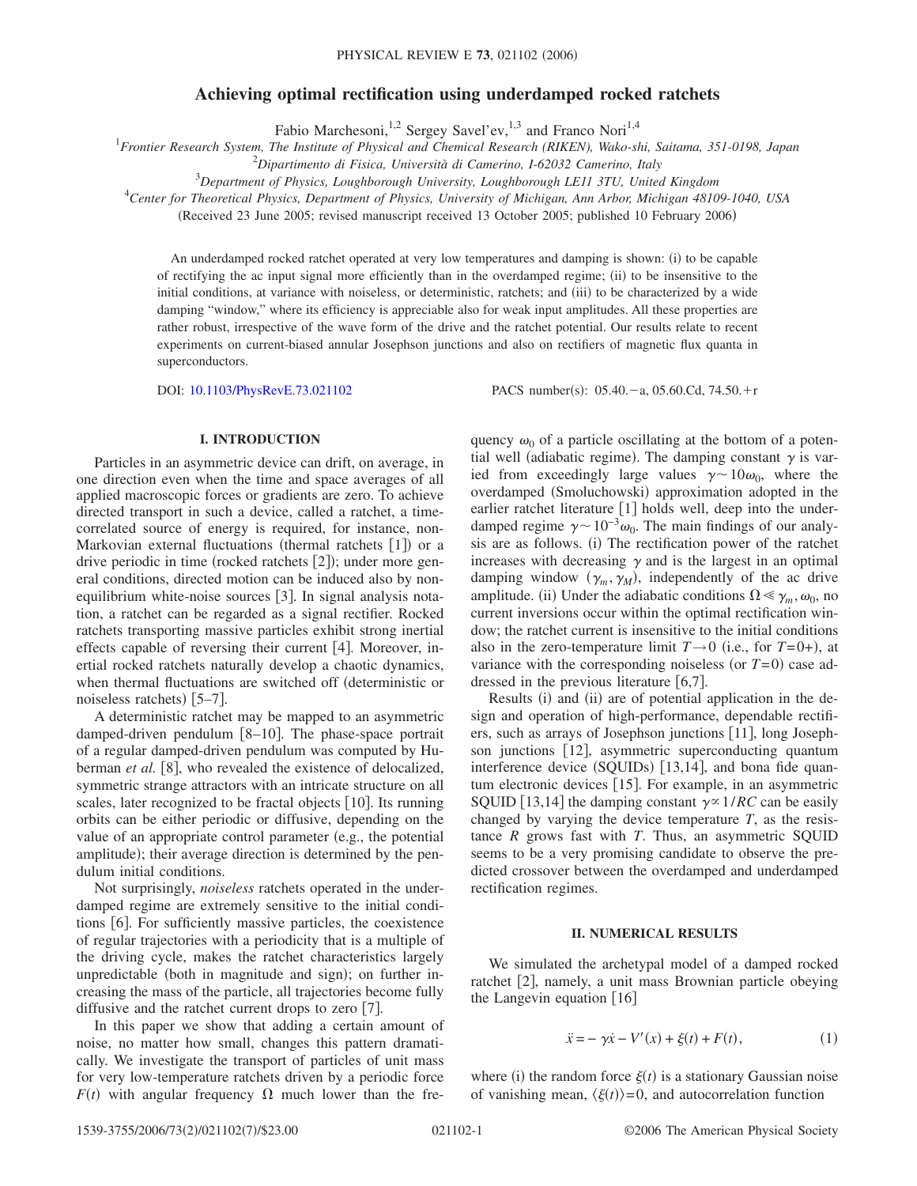# Achieving optimal rectification using underdamped rocked ratchets

Fabio Marchesoni,[1,2] Sergey Savel'ev,[1,3] and Franco Nori[1,4]

[1]Frontier Research System, The Institute of Physical and Chemical Research (RIKEN), Wako-shi, Saitama, 351-0198, Japan
[2]Dipartimento di Fisica, Università di Camerino, I-62032 Camerino, Italy
[3]Department of Physics, Loughborough University, Loughborough LE11 3TU, United Kingdom
[4]Center for Theoretical Physics, Department of Physics, University of Michigan, Ann Arbor, Michigan 48109-1040, USA

(Received 23 June 2005; revised manuscript received 13 October 2005; published 10 February 2006)

An underdamped rocked ratchet operated at very low temperatures and damping is shown: (i) to be capable of rectifying the ac input signal more efficiently than in the overdamped regime; (ii) to be insensitive to the initial conditions, at variance with noiseless, or deterministic, ratchets; and (iii) to be characterized by a wide damping "window," where its efficiency is appreciable also for weak input amplitudes. All these properties are rather robust, irrespective of the wave form of the drive and the ratchet potential. Our results relate to recent experiments on current-biased annular Josephson junctions and also on rectifiers of magnetic flux quanta in superconductors.

DOI: 10.1103/PhysRevE.73.021102 PACS number(s): 05.40.−a, 05.60.Cd, 74.50.+r

## I. INTRODUCTION

Particles in an asymmetric device can drift, on average, in one direction even when the time and space averages of all applied macroscopic forces or gradients are zero. To achieve directed transport in such a device, called a ratchet, a time-correlated source of energy is required, for instance, non-Markovian external fluctuations (thermal ratchets [1]) or a drive periodic in time (rocked ratchets [2]); under more general conditions, directed motion can be induced also by non-equilibrium white-noise sources [3]. In signal analysis notation, a ratchet can be regarded as a signal rectifier. Rocked ratchets transporting massive particles exhibit strong inertial effects capable of reversing their current [4]. Moreover, inertial rocked ratchets naturally develop a chaotic dynamics, when thermal fluctuations are switched off (deterministic or noiseless ratchets) [5–7].

A deterministic ratchet may be mapped to an asymmetric damped-driven pendulum [8–10]. The phase-space portrait of a regular damped-driven pendulum was computed by Huberman *et al.* [8], who revealed the existence of delocalized, symmetric strange attractors with an intricate structure on all scales, later recognized to be fractal objects [10]. Its running orbits can be either periodic or diffusive, depending on the value of an appropriate control parameter (e.g., the potential amplitude); their average direction is determined by the pendulum initial conditions.

Not surprisingly, *noiseless* ratchets operated in the underdamped regime are extremely sensitive to the initial conditions [6]. For sufficiently massive particles, the coexistence of regular trajectories with a periodicity that is a multiple of the driving cycle, makes the ratchet characteristics largely unpredictable (both in magnitude and sign); on further increasing the mass of the particle, all trajectories become fully diffusive and the ratchet current drops to zero [7].

In this paper we show that adding a certain amount of noise, no matter how small, changes this pattern dramatically. We investigate the transport of particles of unit mass for very low-temperature ratchets driven by a periodic force $F(t)$ with angular frequency $\Omega$ much lower than the frequency $\omega_0$ of a particle oscillating at the bottom of a potential well (adiabatic regime). The damping constant $\gamma$ is varied from exceedingly large values $\gamma \sim 10\omega_0$, where the overdamped (Smoluchowski) approximation adopted in the earlier ratchet literature [1] holds well, deep into the underdamped regime $\gamma \sim 10^{-3}\omega_0$. The main findings of our analysis are as follows. (i) The rectification power of the ratchet increases with decreasing $\gamma$ and is the largest in an optimal damping window $(\gamma_m, \gamma_M)$, independently of the ac drive amplitude. (ii) Under the adiabatic conditions $\Omega \ll \gamma_m, \omega_0$, no current inversions occur within the optimal rectification window; the ratchet current is insensitive to the initial conditions also in the zero-temperature limit $T\to 0$ (i.e., for $T=0+$), at variance with the corresponding noiseless (or $T=0$) case addressed in the previous literature [6,7].

Results (i) and (ii) are of potential application in the design and operation of high-performance, dependable rectifiers, such as arrays of Josephson junctions [11], long Josephson junctions [12], asymmetric superconducting quantum interference device (SQUIDs) [13,14], and bona fide quantum electronic devices [15]. For example, in an asymmetric SQUID [13,14] the damping constant $\gamma \propto 1/RC$ can be easily changed by varying the device temperature $T$, as the resistance $R$ grows fast with $T$. Thus, an asymmetric SQUID seems to be a very promising candidate to observe the predicted crossover between the overdamped and underdamped rectification regimes.

## II. NUMERICAL RESULTS

We simulated the archetypal model of a damped rocked ratchet [2], namely, a unit mass Brownian particle obeying the Langevin equation [16]

$$\ddot{x} = -\gamma\dot{x} - V'(x) + \xi(t) + F(t), \tag{1}$$

where (i) the random force $\xi(t)$ is a stationary Gaussian noise of vanishing mean, $\langle \xi(t)\rangle = 0$, and autocorrelation function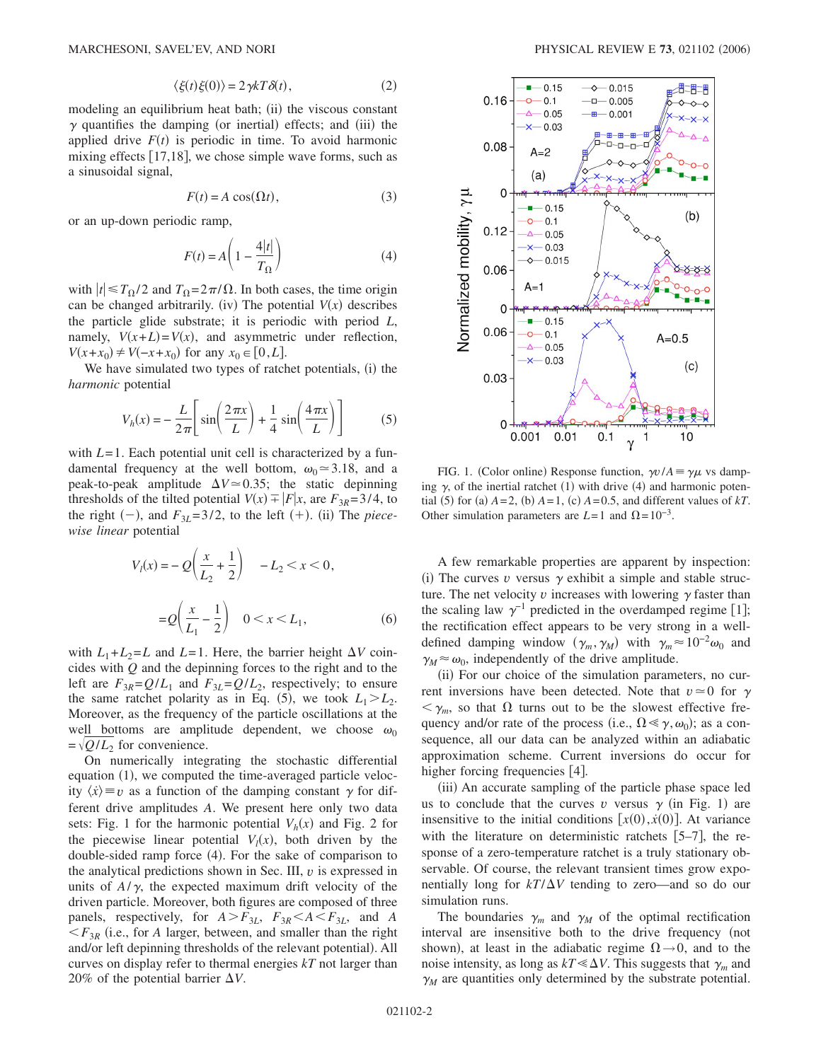$$\langle \xi(t)\xi(0)\rangle = 2\gamma kT\delta(t), \tag{2}$$

modeling an equilibrium heat bath; (ii) the viscous constant $\gamma$ quantifies the damping (or inertial) effects; and (iii) the applied drive $F(t)$ is periodic in time. To avoid harmonic mixing effects [17,18], we chose simple wave forms, such as a sinusoidal signal,

$$F(t) = A\cos(\Omega t), \tag{3}$$

or an up-down periodic ramp,

$$F(t) = A\left(1 - \frac{4|t|}{T_\Omega}\right) \tag{4}$$

with $|t| \leqslant T_\Omega/2$ and $T_\Omega = 2\pi/\Omega$. In both cases, the time origin can be changed arbitrarily. (iv) The potential $V(x)$ describes the particle glide substrate; it is periodic with period $L$, namely, $V(x+L)=V(x)$, and asymmetric under reflection, $V(x+x_0)\neq V(-x+x_0)$ for any $x_0\in[0,L]$.

We have simulated two types of ratchet potentials, (i) the *harmonic* potential

$$V_h(x) = -\frac{L}{2\pi}\left[\sin\left(\frac{2\pi x}{L}\right) + \frac{1}{4}\sin\left(\frac{4\pi x}{L}\right)\right] \tag{5}$$

with $L=1$. Each potential unit cell is characterized by a fundamental frequency at the well bottom, $\omega_0 \simeq 3.18$, and a peak-to-peak amplitude $\Delta V \simeq 0.35$; the static depinning thresholds of the tilted potential $V(x) \mp |F|x$, are $F_{3R}=3/4$, to the right $(-)$, and $F_{3L}=3/2$, to the left $(+)$. (ii) The *piecewise linear* potential

$$V_l(x) = -Q\left(\frac{x}{L_2}+\frac{1}{2}\right) \quad -L_2 < x < 0,$$

$$= Q\left(\frac{x}{L_1}-\frac{1}{2}\right) \quad 0 < x < L_1, \tag{6}$$

with $L_1+L_2=L$ and $L=1$. Here, the barrier height $\Delta V$ coincides with $Q$ and the depinning forces to the right and to the left are $F_{3R}=Q/L_1$ and $F_{3L}=Q/L_2$, respectively; to ensure the same ratchet polarity as in Eq. (5), we took $L_1 > L_2$. Moreover, as the frequency of the particle oscillations at the well bottoms are amplitude dependent, we choose $\omega_0 = \sqrt{Q/L_2}$ for convenience.

On numerically integrating the stochastic differential equation (1), we computed the time-averaged particle velocity $\langle \dot{x}\rangle \equiv v$ as a function of the damping constant $\gamma$ for different drive amplitudes $A$. We present here only two data sets: Fig. 1 for the harmonic potential $V_h(x)$ and Fig. 2 for the piecewise linear potential $V_l(x)$, both driven by the double-sided ramp force (4). For the sake of comparison to the analytical predictions shown in Sec. III, $v$ is expressed in units of $A/\gamma$, the expected maximum drift velocity of the driven particle. Moreover, both figures are composed of three panels, respectively, for $A > F_{3L}$, $F_{3R} < A < F_{3L}$, and $A < F_{3R}$ (i.e., for $A$ larger, between, and smaller than the right and/or left depinning thresholds of the relevant potential). All curves on display refer to thermal energies $kT$ not larger than 20% of the potential barrier $\Delta V$.

FIG. 1. (Color online) Response function, $\gamma v/A \equiv \gamma\mu$ vs damping $\gamma$, of the inertial ratchet (1) with drive (4) and harmonic potential (5) for (a) $A=2$, (b) $A=1$, (c) $A=0.5$, and different values of $kT$. Other simulation parameters are $L=1$ and $\Omega=10^{-3}$.

A few remarkable properties are apparent by inspection: (i) The curves $v$ versus $\gamma$ exhibit a simple and stable structure. The net velocity $v$ increases with lowering $\gamma$ faster than the scaling law $\gamma^{-1}$ predicted in the overdamped regime [1]; the rectification effect appears to be very strong in a well-defined damping window $(\gamma_m, \gamma_M)$ with $\gamma_m \approx 10^{-2}\omega_0$ and $\gamma_M \approx \omega_0$, independently of the drive amplitude.

(ii) For our choice of the simulation parameters, no current inversions have been detected. Note that $v \simeq 0$ for $\gamma < \gamma_m$, so that $\Omega$ turns out to be the slowest effective frequency and/or rate of the process (i.e., $\Omega \ll \gamma, \omega_0$); as a consequence, all our data can be analyzed within an adiabatic approximation scheme. Current inversions do occur for higher forcing frequencies [4].

(iii) An accurate sampling of the particle phase space led us to conclude that the curves $v$ versus $\gamma$ (in Fig. 1) are insensitive to the initial conditions $[x(0), \dot{x}(0)]$. At variance with the literature on deterministic ratchets [5–7], the response of a zero-temperature ratchet is a truly stationary observable. Of course, the relevant transient times grow exponentially long for $kT/\Delta V$ tending to zero—and so do our simulation runs.

The boundaries $\gamma_m$ and $\gamma_M$ of the optimal rectification interval are insensitive both to the drive frequency (not shown), at least in the adiabatic regime $\Omega \to 0$, and to the noise intensity, as long as $kT \ll \Delta V$. This suggests that $\gamma_m$ and $\gamma_M$ are quantities only determined by the substrate potential.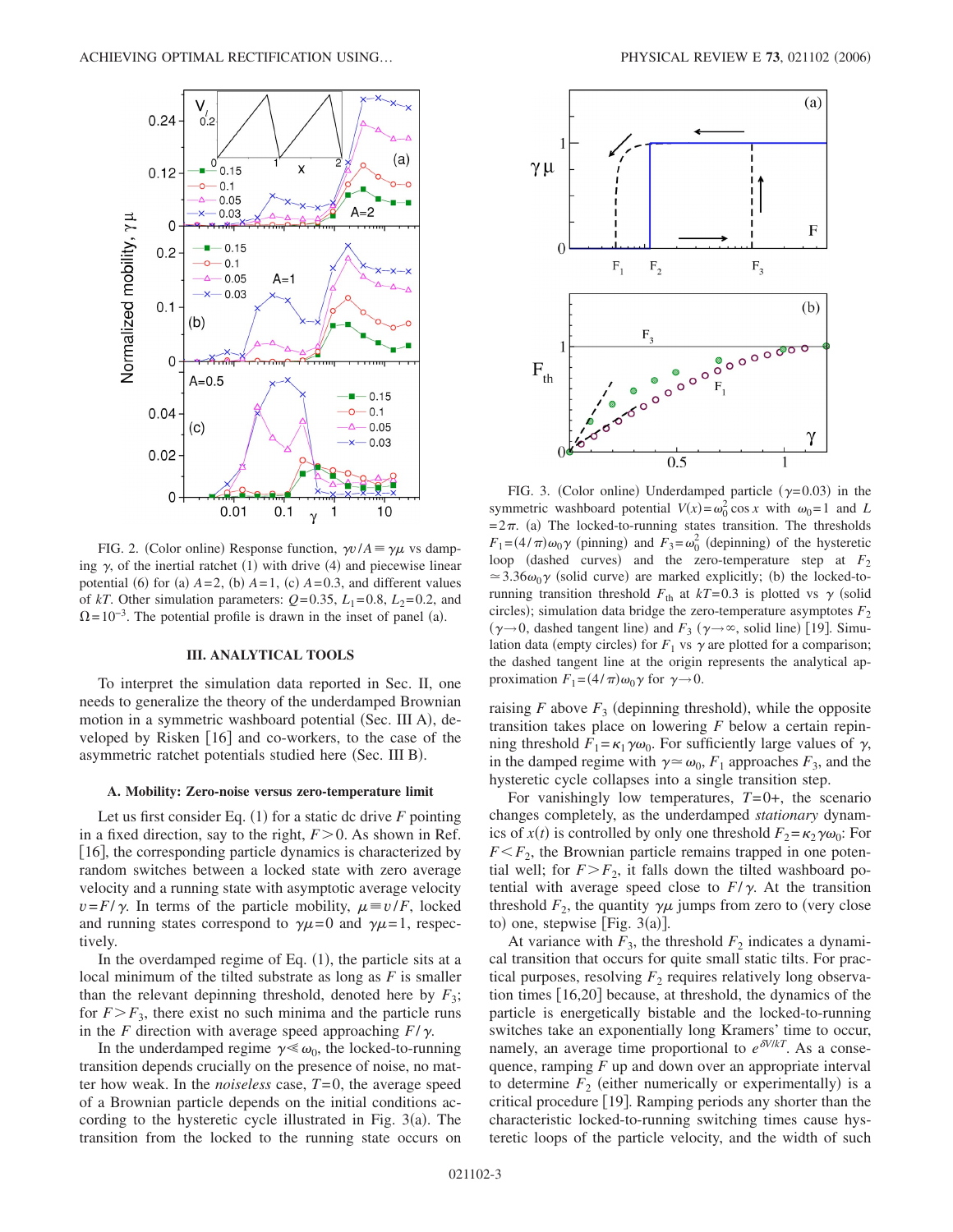FIG. 2. (Color online) Response function, $\gamma v/A \equiv \gamma\mu$ vs damping $\gamma$, of the inertial ratchet (1) with drive (4) and piecewise linear potential (6) for (a) $A=2$, (b) $A=1$, (c) $A=0.3$, and different values of $kT$. Other simulation parameters: $Q=0.35$, $L_1=0.8$, $L_2=0.2$, and $\Omega=10^{-3}$. The potential profile is drawn in the inset of panel (a).

FIG. 3. (Color online) Underdamped particle ($\gamma=0.03$) in the symmetric washboard potential $V(x)=\omega_0^2 \cos x$ with $\omega_0=1$ and $L=2\pi$. (a) The locked-to-running states transition. The thresholds $F_1=(4/\pi)\omega_0\gamma$ (pinning) and $F_3=\omega_0^2$ (depinning) of the hysteretic loop (dashed curves) and the zero-temperature step at $F_2 \simeq 3.36\omega_0\gamma$ (solid curve) are marked explicitly; (b) the locked-to-running transition threshold $F_{th}$ at $kT=0.3$ is plotted vs $\gamma$ (solid circles); simulation data bridge the zero-temperature asymptotes $F_2$ ($\gamma\to 0$, dashed tangent line) and $F_3$ ($\gamma\to\infty$, solid line) [19]. Simulation data (empty circles) for $F_1$ vs $\gamma$ are plotted for a comparison; the dashed tangent line at the origin represents the analytical approximation $F_1=(4/\pi)\omega_0\gamma$ for $\gamma\to 0$.

## III. ANALYTICAL TOOLS

To interpret the simulation data reported in Sec. II, one needs to generalize the theory of the underdamped Brownian motion in a symmetric washboard potential (Sec. III A), developed by Risken [16] and co-workers, to the case of the asymmetric ratchet potentials studied here (Sec. III B).

### A. Mobility: Zero-noise versus zero-temperature limit

Let us first consider Eq. (1) for a static dc drive $F$ pointing in a fixed direction, say to the right, $F>0$. As shown in Ref. [16], the corresponding particle dynamics is characterized by random switches between a locked state with zero average velocity and a running state with asymptotic average velocity $v=F/\gamma$. In terms of the particle mobility, $\mu\equiv v/F$, locked and running states correspond to $\gamma\mu=0$ and $\gamma\mu=1$, respectively.

In the overdamped regime of Eq. (1), the particle sits at a local minimum of the tilted substrate as long as $F$ is smaller than the relevant depinning threshold, denoted here by $F_3$; for $F>F_3$, there exist no such minima and the particle runs in the $F$ direction with average speed approaching $F/\gamma$.

In the underdamped regime $\gamma \ll \omega_0$, the locked-to-running transition depends crucially on the presence of noise, no matter how weak. In the *noiseless* case, $T=0$, the average speed of a Brownian particle depends on the initial conditions according to the hysteretic cycle illustrated in Fig. 3(a). The transition from the locked to the running state occurs on raising $F$ above $F_3$ (depinning threshold), while the opposite transition takes place on lowering $F$ below a certain repinning threshold $F_1=\kappa_1\gamma\omega_0$. For sufficiently large values of $\gamma$, in the damped regime with $\gamma\simeq\omega_0$, $F_1$ approaches $F_3$, and the hysteretic cycle collapses into a single transition step.

For vanishingly low temperatures, $T=0+$, the scenario changes completely, as the underdamped *stationary* dynamics of $x(t)$ is controlled by only one threshold $F_2=\kappa_2\gamma\omega_0$: For $F<F_2$, the Brownian particle remains trapped in one potential well; for $F>F_2$, it falls down the tilted washboard potential with average speed close to $F/\gamma$. At the transition threshold $F_2$, the quantity $\gamma\mu$ jumps from zero to (very close to) one, stepwise [Fig. 3(a)].

At variance with $F_3$, the threshold $F_2$ indicates a dynamical transition that occurs for quite small static tilts. For practical purposes, resolving $F_2$ requires relatively long observation times [16,20] because, at threshold, the dynamics of the particle is energetically bistable and the locked-to-running switches take an exponentially long Kramers' time to occur, namely, an average time proportional to $e^{\delta V/kT}$. As a consequence, ramping $F$ up and down over an appropriate interval to determine $F_2$ (either numerically or experimentally) is a critical procedure [19]. Ramping periods any shorter than the characteristic locked-to-running switching times cause hysteretic loops of the particle velocity, and the width of such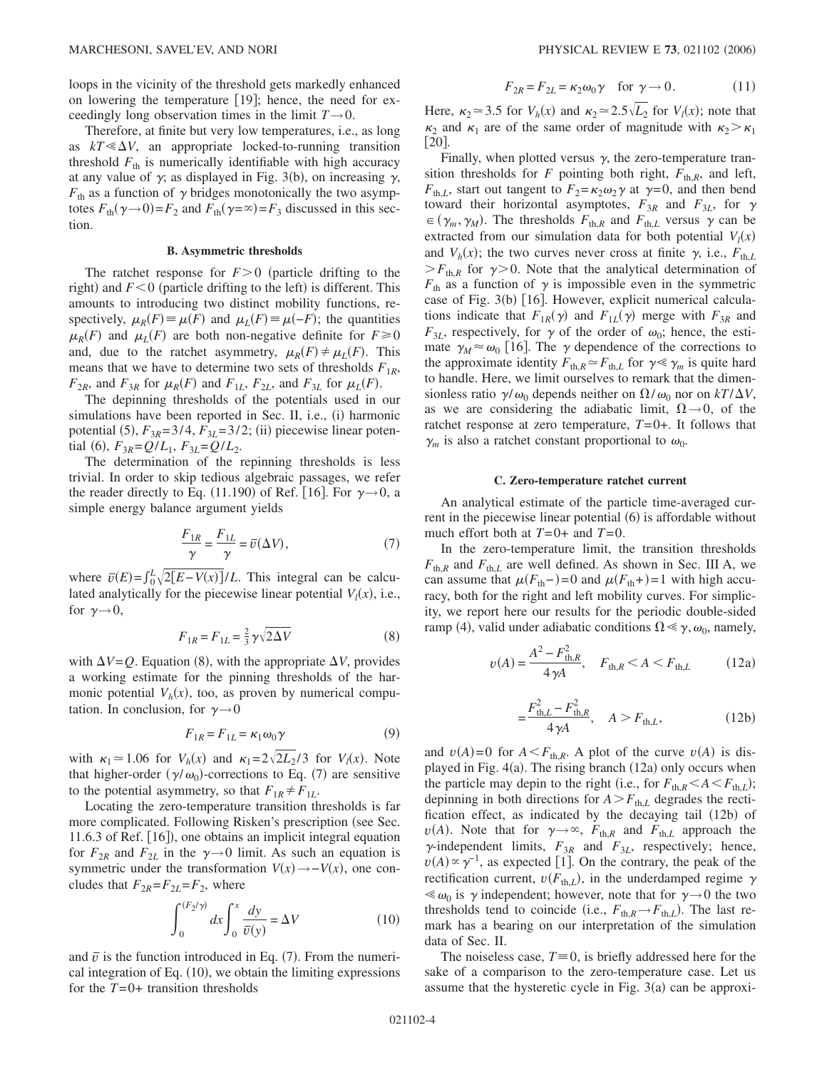loops in the vicinity of the threshold gets markedly enhanced on lowering the temperature [19]; hence, the need for exceedingly long observation times in the limit $T\to 0$.

Therefore, at finite but very low temperatures, i.e., as long as $kT \ll \Delta V$, an appropriate locked-to-running transition threshold $F_{\rm th}$ is numerically identifiable with high accuracy at any value of $\gamma$; as displayed in Fig. 3(b), on increasing $\gamma$, $F_{\rm th}$ as a function of $\gamma$ bridges monotonically the two asymptotes $F_{\rm th}(\gamma\to 0)=F_2$ and $F_{\rm th}(\gamma=\infty)=F_3$ discussed in this section.

### B. Asymmetric thresholds

The ratchet response for $F>0$ (particle drifting to the right) and $F<0$ (particle drifting to the left) is different. This amounts to introducing two distinct mobility functions, respectively, $\mu_R(F)\equiv\mu(F)$ and $\mu_L(F)\equiv\mu(-F)$; the quantities $\mu_R(F)$ and $\mu_L(F)$ are both non-negative definite for $F\geqslant 0$ and, due to the ratchet asymmetry, $\mu_R(F)\neq\mu_L(F)$. This means that we have to determine two sets of thresholds $F_{1R}$, $F_{2R}$, and $F_{3R}$ for $\mu_R(F)$ and $F_{1L}$, $F_{2L}$, and $F_{3L}$ for $\mu_L(F)$.

The depinning thresholds of the potentials used in our simulations have been reported in Sec. II, i.e., (i) harmonic potential (5), $F_{3R}=3/4$, $F_{3L}=3/2$; (ii) piecewise linear potential (6), $F_{3R}=Q/L_1$, $F_{3L}=Q/L_2$.

The determination of the repinning thresholds is less trivial. In order to skip tedious algebraic passages, we refer the reader directly to Eq. (11.190) of Ref. [16]. For $\gamma\to 0$, a simple energy balance argument yields

$$\frac{F_{1R}}{\gamma}=\frac{F_{1L}}{\gamma}=\bar{v}(\Delta V), \tag{7}$$

where $\bar{v}(E)=\int_0^L\sqrt{2[E-V(x)]}/L$. This integral can be calculated analytically for the piecewise linear potential $V_l(x)$, i.e., for $\gamma\to 0$,

$$F_{1R}=F_{1L}=\tfrac{2}{3}\gamma\sqrt{2\Delta V} \tag{8}$$

with $\Delta V=Q$. Equation (8), with the appropriate $\Delta V$, provides a working estimate for the pinning thresholds of the harmonic potential $V_h(x)$, too, as proven by numerical computation. In conclusion, for $\gamma\to 0$

$$F_{1R}=F_{1L}=\kappa_1\omega_0\gamma \tag{9}$$

with $\kappa_1\simeq 1.06$ for $V_h(x)$ and $\kappa_1=2\sqrt{2L_2}/3$ for $V_l(x)$. Note that higher-order $(\gamma/\omega_0)$-corrections to Eq. (7) are sensitive to the potential asymmetry, so that $F_{1R}\neq F_{1L}$.

Locating the zero-temperature transition thresholds is far more complicated. Following Risken's prescription (see Sec. 11.6.3 of Ref. [16]), one obtains an implicit integral equation for $F_{2R}$ and $F_{2L}$ in the $\gamma\to 0$ limit. As such an equation is symmetric under the transformation $V(x)\to -V(x)$, one concludes that $F_{2R}=F_{2L}=F_2$, where

$$\int_0^{(F_2/\gamma)}dx\int_0^x\frac{dy}{\bar{v}(y)}=\Delta V \tag{10}$$

and $\bar{v}$ is the function introduced in Eq. (7). From the numerical integration of Eq. (10), we obtain the limiting expressions for the $T=0+$ transition thresholds

$$F_{2R}=F_{2L}=\kappa_2\omega_0\gamma \quad \text{for } \gamma\to 0. \tag{11}$$

Here, $\kappa_2\simeq 3.5$ for $V_h(x)$ and $\kappa_2\simeq 2.5\sqrt{L_2}$ for $V_l(x)$; note that $\kappa_2$ and $\kappa_1$ are of the same order of magnitude with $\kappa_2>\kappa_1$ [20].

Finally, when plotted versus $\gamma$, the zero-temperature transition thresholds for $F$ pointing both right, $F_{{\rm th},R}$, and left, $F_{{\rm th},L}$, start out tangent to $F_2=\kappa_2\omega_2\gamma$ at $\gamma=0$, and then bend toward their horizontal asymptotes, $F_{3R}$ and $F_{3L}$, for $\gamma\in(\gamma_m,\gamma_M)$. The thresholds $F_{{\rm th},R}$ and $F_{{\rm th},L}$ versus $\gamma$ can be extracted from our simulation data for both potential $V_l(x)$ and $V_h(x)$; the two curves never cross at finite $\gamma$, i.e., $F_{{\rm th},L}>F_{{\rm th},R}$ for $\gamma>0$. Note that the analytical determination of $F_{\rm th}$ as a function of $\gamma$ is impossible even in the symmetric case of Fig. 3(b) [16]. However, explicit numerical calculations indicate that $F_{1R}(\gamma)$ and $F_{1L}(\gamma)$ merge with $F_{3R}$ and $F_{3L}$, respectively, for $\gamma$ of the order of $\omega_0$; hence, the estimate $\gamma_M\approx\omega_0$ [16]. The $\gamma$ dependence of the corrections to the approximate identity $F_{{\rm th},R}\simeq F_{{\rm th},L}$ for $\gamma\ll\gamma_m$ is quite hard to handle. Here, we limit ourselves to remark that the dimensionless ratio $\gamma/\omega_0$ depends neither on $\Omega/\omega_0$ nor on $kT/\Delta V$, as we are considering the adiabatic limit, $\Omega\to 0$, of the ratchet response at zero temperature, $T=0+$. It follows that $\gamma_m$ is also a ratchet constant proportional to $\omega_0$.

### C. Zero-temperature ratchet current

An analytical estimate of the particle time-averaged current in the piecewise linear potential (6) is affordable without much effort both at $T=0+$ and $T=0$.

In the zero-temperature limit, the transition thresholds $F_{{\rm th},R}$ and $F_{{\rm th},L}$ are well defined. As shown in Sec. III A, we can assume that $\mu(F_{\rm th}-)=0$ and $\mu(F_{\rm th}+)=1$ with high accuracy, both for the right and left mobility curves. For simplicity, we report here our results for the periodic double-sided ramp (4), valid under adiabatic conditions $\Omega\ll\gamma,\omega_0$, namely,

$$v(A)=\frac{A^2-F_{{\rm th},R}^2}{4\gamma A}, \quad F_{{\rm th},R}<A<F_{{\rm th},L} \tag{12a}$$

$$=\frac{F_{{\rm th},L}^2-F_{{\rm th},R}^2}{4\gamma A}, \quad A>F_{{\rm th},L}, \tag{12b}$$

and $v(A)=0$ for $A<F_{{\rm th},R}$. A plot of the curve $v(A)$ is displayed in Fig. 4(a). The rising branch (12a) only occurs when the particle may depin to the right (i.e., for $F_{{\rm th},R}<A<F_{{\rm th},L}$); depinning in both directions for $A>F_{{\rm th},L}$ degrades the rectification effect, as indicated by the decaying tail (12b) of $v(A)$. Note that for $\gamma\to\infty$, $F_{{\rm th},R}$ and $F_{{\rm th},L}$ approach the $\gamma$-independent limits, $F_{3R}$ and $F_{3L}$, respectively; hence, $v(A)\propto\gamma^{-1}$, as expected [1]. On the contrary, the peak of the rectification current, $v(F_{{\rm th},L})$, in the underdamped regime $\gamma\ll\omega_0$ is $\gamma$ independent; however, note that for $\gamma\to 0$ the two thresholds tend to coincide (i.e., $F_{{\rm th},R}\to F_{{\rm th},L}$). The last remark has a bearing on our interpretation of the simulation data of Sec. II.

The noiseless case, $T\equiv 0$, is briefly addressed here for the sake of a comparison to the zero-temperature case. Let us assume that the hysteretic cycle in Fig. 3(a) can be approxi-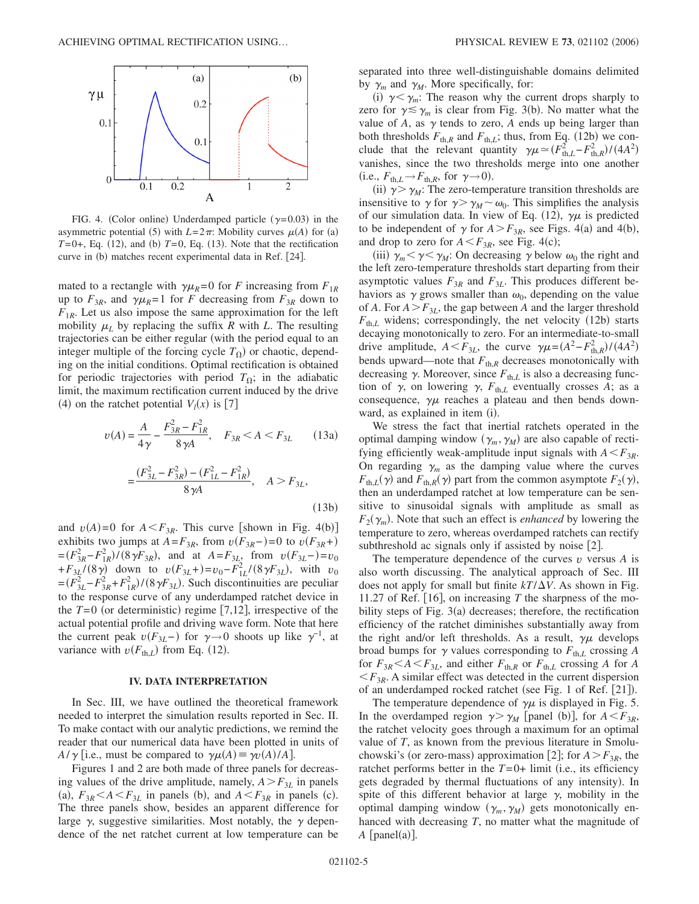FIG. 4. (Color online) Underdamped particle ($\gamma$=0.03) in the asymmetric potential (5) with $L=2\pi$: Mobility curves $\mu(A)$ for (a) $T$=0+, Eq. (12), and (b) $T$=0, Eq. (13). Note that the rectification curve in (b) matches recent experimental data in Ref. [24].

mated to a rectangle with $\gamma\mu_R=0$ for $F$ increasing from $F_{1R}$ up to $F_{3R}$, and $\gamma\mu_R=1$ for $F$ decreasing from $F_{3R}$ down to $F_{1R}$. Let us also impose the same approximation for the left mobility $\mu_L$ by replacing the suffix $R$ with $L$. The resulting trajectories can be either regular (with the period equal to an integer multiple of the forcing cycle $T_\Omega$) or chaotic, depending on the initial conditions. Optimal rectification is obtained for periodic trajectories with period $T_\Omega$; in the adiabatic limit, the maximum rectification current induced by the drive (4) on the ratchet potential $V_l(x)$ is [7]

$$v(A) = \frac{A}{4\gamma} - \frac{F_{3R}^2 - F_{1R}^2}{8\gamma A}, \quad F_{3R} < A < F_{3L} \tag{13a}$$

$$= \frac{(F_{3L}^2 - F_{3R}^2) - (F_{1L}^2 - F_{1R}^2)}{8\gamma A}, \quad A > F_{3L}, \tag{13b}$$

and $v(A)=0$ for $A<F_{3R}$. This curve [shown in Fig. 4(b)] exhibits two jumps at $A=F_{3R}$, from $v(F_{3R}-)=0$ to $v(F_{3R}+) =(F_{3R}^2-F_{1R}^2)/(8\gamma F_{3R})$, and at $A=F_{3L}$, from $v(F_{3L}-)=v_0 +F_{3L}/(8\gamma)$ down to $v(F_{3L}+)=v_0-F_{1L}^2/(8\gamma F_{3L})$, with $v_0 =(F_{3L}^2-F_{3R}^2+F_{1R}^2)/(8\gamma F_{3L})$. Such discontinuities are peculiar to the response curve of any underdamped ratchet device in the $T=0$ (or deterministic) regime [7,12], irrespective of the actual potential profile and driving wave form. Note that here the current peak $v(F_{3L}-)$ for $\gamma\to 0$ shoots up like $\gamma^{-1}$, at variance with $v(F_{\mathrm{th},L})$ from Eq. (12).

## IV. DATA INTERPRETATION

In Sec. III, we have outlined the theoretical framework needed to interpret the simulation results reported in Sec. II. To make contact with our analytic predictions, we remind the reader that our numerical data have been plotted in units of $A/\gamma$ [i.e., must be compared to $\gamma\mu(A)\equiv\gamma v(A)/A$].

Figures 1 and 2 are both made of three panels for decreasing values of the drive amplitude, namely, $A>F_{3L}$ in panels (a), $F_{3R}<A<F_{3L}$ in panels (b), and $A<F_{3R}$ in panels (c). The three panels show, besides an apparent difference for large $\gamma$, suggestive similarities. Most notably, the $\gamma$ dependence of the net ratchet current at low temperature can be separated into three well-distinguishable domains delimited by $\gamma_m$ and $\gamma_M$. More specifically, for:

(i) $\gamma<\gamma_m$: The reason why the current drops sharply to zero for $\gamma\lesssim\gamma_m$ is clear from Fig. 3(b). No matter what the value of $A$, as $\gamma$ tends to zero, $A$ ends up being larger than both thresholds $F_{\mathrm{th},R}$ and $F_{\mathrm{th},L}$; thus, from Eq. (12b) we conclude that the relevant quantity $\gamma\mu\simeq(F_{\mathrm{th},L}^2-F_{\mathrm{th},R}^2)/(4A^2)$ vanishes, since the two thresholds merge into one another (i.e., $F_{\mathrm{th},L}\to F_{\mathrm{th},R}$, for $\gamma\to 0$).

(ii) $\gamma>\gamma_M$: The zero-temperature transition thresholds are insensitive to $\gamma$ for $\gamma>\gamma_M\sim\omega_0$. This simplifies the analysis of our simulation data. In view of Eq. (12), $\gamma\mu$ is predicted to be independent of $\gamma$ for $A>F_{3R}$, see Figs. 4(a) and 4(b), and drop to zero for $A<F_{3R}$, see Fig. 4(c);

(iii) $\gamma_m<\gamma<\gamma_M$: On decreasing $\gamma$ below $\omega_0$ the right and the left zero-temperature thresholds start departing from their asymptotic values $F_{3R}$ and $F_{3L}$. This produces different behaviors as $\gamma$ grows smaller than $\omega_0$, depending on the value of $A$. For $A>F_{3L}$, the gap between $A$ and the larger threshold $F_{\mathrm{th},L}$ widens; correspondingly, the net velocity (12b) starts decaying monotonically to zero. For an intermediate-to-small drive amplitude, $A<F_{3L}$, the curve $\gamma\mu=(A^2-F_{\mathrm{th},R}^2)/(4A^2)$ bends upward—note that $F_{\mathrm{th},R}$ decreases monotonically with decreasing $\gamma$. Moreover, since $F_{\mathrm{th},L}$ is also a decreasing function of $\gamma$, on lowering $\gamma$, $F_{\mathrm{th},L}$ eventually crosses $A$; as a consequence, $\gamma\mu$ reaches a plateau and then bends downward, as explained in item (i).

We stress the fact that inertial ratchets operated in the optimal damping window $(\gamma_m,\gamma_M)$ are also capable of rectifying efficiently weak-amplitude input signals with $A<F_{3R}$. On regarding $\gamma_m$ as the damping value where the curves $F_{\mathrm{th},L}(\gamma)$ and $F_{\mathrm{th},R}(\gamma)$ part from the common asymptote $F_2(\gamma)$, then an underdamped ratchet at low temperature can be sensitive to sinusoidal signals with amplitude as small as $F_2(\gamma_m)$. Note that such an effect is *enhanced* by lowering the temperature to zero, whereas overdamped ratchets can rectify subthreshold ac signals only if assisted by noise [2].

The temperature dependence of the curves $v$ versus $A$ is also worth discussing. The analytical approach of Sec. III does not apply for small but finite $kT/\Delta V$. As shown in Fig. 11.27 of Ref. [16], on increasing $T$ the sharpness of the mobility steps of Fig. 3(a) decreases; therefore, the rectification efficiency of the ratchet diminishes substantially away from the right and/or left thresholds. As a result, $\gamma\mu$ develops broad bumps for $\gamma$ values corresponding to $F_{\mathrm{th},L}$ crossing $A$ for $F_{3R}<A<F_{3L}$, and either $F_{\mathrm{th},R}$ or $F_{\mathrm{th},L}$ crossing $A$ for $A<F_{3R}$. A similar effect was detected in the current dispersion of an underdamped rocked ratchet (see Fig. 1 of Ref. [21]).

The temperature dependence of $\gamma\mu$ is displayed in Fig. 5. In the overdamped region $\gamma>\gamma_M$ [panel (b)], for $A<F_{3R}$, the ratchet velocity goes through a maximum for an optimal value of $T$, as known from the previous literature in Smoluchowski's (or zero-mass) approximation [2]; for $A>F_{3R}$, the ratchet performs better in the $T=0+$ limit (i.e., its efficiency gets degraded by thermal fluctuations of any intensity). In spite of this different behavior at large $\gamma$, mobility in the optimal damping window $(\gamma_m,\gamma_M)$ gets monotonically enhanced with decreasing $T$, no matter what the magnitude of $A$ [panel(a)].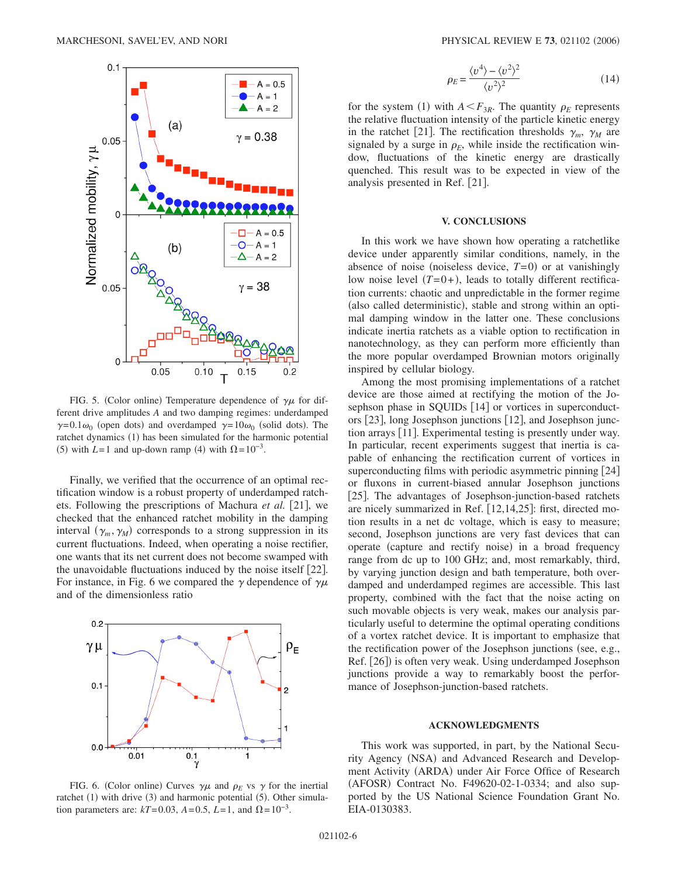FIG. 5. (Color online) Temperature dependence of $\gamma\mu$ for different drive amplitudes $A$ and two damping regimes: underdamped $\gamma=0.1\omega_0$ (open dots) and overdamped $\gamma=10\omega_0$ (solid dots). The ratchet dynamics (1) has been simulated for the harmonic potential (5) with $L=1$ and up-down ramp (4) with $\Omega=10^{-3}$.

Finally, we verified that the occurrence of an optimal rectification window is a robust property of underdamped ratchets. Following the prescriptions of Machura *et al.* [21], we checked that the enhanced ratchet mobility in the damping interval $(\gamma_m, \gamma_M)$ corresponds to a strong suppression in its current fluctuations. Indeed, when operating a noise rectifier, one wants that its net current does not become swamped with the unavoidable fluctuations induced by the noise itself [22]. For instance, in Fig. 6 we compared the $\gamma$ dependence of $\gamma\mu$ and of the dimensionless ratio

$$\rho_E = \frac{\langle v^4 \rangle - \langle v^2 \rangle^2}{\langle v^2 \rangle^2} \tag{14}$$

for the system (1) with $A < F_{3R}$. The quantity $\rho_E$ represents the relative fluctuation intensity of the particle kinetic energy in the ratchet [21]. The rectification thresholds $\gamma_m$, $\gamma_M$ are signaled by a surge in $\rho_E$, while inside the rectification window, fluctuations of the kinetic energy are drastically quenched. This result was to be expected in view of the analysis presented in Ref. [21].

FIG. 6. (Color online) Curves $\gamma\mu$ and $\rho_E$ vs $\gamma$ for the inertial ratchet (1) with drive (3) and harmonic potential (5). Other simulation parameters are: $kT=0.03$, $A=0.5$, $L=1$, and $\Omega=10^{-3}$.

## V. CONCLUSIONS

In this work we have shown how operating a ratchetlike device under apparently similar conditions, namely, in the absence of noise (noiseless device, $T=0$) or at vanishingly low noise level ($T=0+$), leads to totally different rectification currents: chaotic and unpredictable in the former regime (also called deterministic), stable and strong within an optimal damping window in the latter one. These conclusions indicate inertia ratchets as a viable option to rectification in nanotechnology, as they can perform more efficiently than the more popular overdamped Brownian motors originally inspired by cellular biology.

Among the most promising implementations of a ratchet device are those aimed at rectifying the motion of the Josephson phase in SQUIDs [14] or vortices in superconductors [23], long Josephson junctions [12], and Josephson junction arrays [11]. Experimental testing is presently under way. In particular, recent experiments suggest that inertia is capable of enhancing the rectification current of vortices in superconducting films with periodic asymmetric pinning [24] or fluxons in current-biased annular Josephson junctions [25]. The advantages of Josephson-junction-based ratchets are nicely summarized in Ref. [12,14,25]: first, directed motion results in a net dc voltage, which is easy to measure; second, Josephson junctions are very fast devices that can operate (capture and rectify noise) in a broad frequency range from dc up to 100 GHz; and, most remarkably, third, by varying junction design and bath temperature, both overdamped and underdamped regimes are accessible. This last property, combined with the fact that the noise acting on such movable objects is very weak, makes our analysis particularly useful to determine the optimal operating conditions of a vortex ratchet device. It is important to emphasize that the rectification power of the Josephson junctions (see, e.g., Ref. [26]) is often very weak. Using underdamped Josephson junctions provide a way to remarkably boost the performance of Josephson-junction-based ratchets.

## ACKNOWLEDGMENTS

This work was supported, in part, by the National Security Agency (NSA) and Advanced Research and Development Activity (ARDA) under Air Force Office of Research (AFOSR) Contract No. F49620-02-1-0334; and also supported by the US National Science Foundation Grant No. EIA-0130383.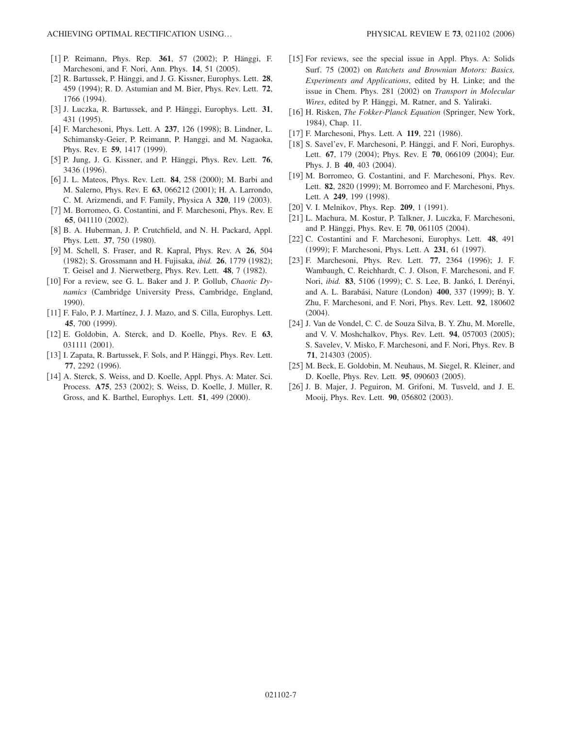[1] P. Reimann, Phys. Rep. **361**, 57 (2002); P. Hänggi, F. Marchesoni, and F. Nori, Ann. Phys. **14**, 51 (2005).

[2] R. Bartussek, P. Hänggi, and J. G. Kissner, Europhys. Lett. **28**, 459 (1994); R. D. Astumian and M. Bier, Phys. Rev. Lett. **72**, 1766 (1994).

[3] J. Luczka, R. Bartussek, and P. Hänggi, Europhys. Lett. **31**, 431 (1995).

[4] F. Marchesoni, Phys. Lett. A **237**, 126 (1998); B. Lindner, L. Schimansky-Geier, P. Reimann, P. Hanggi, and M. Nagaoka, Phys. Rev. E **59**, 1417 (1999).

[5] P. Jung, J. G. Kissner, and P. Hänggi, Phys. Rev. Lett. **76**, 3436 (1996).

[6] J. L. Mateos, Phys. Rev. Lett. **84**, 258 (2000); M. Barbi and M. Salerno, Phys. Rev. E **63**, 066212 (2001); H. A. Larrondo, C. M. Arizmendi, and F. Family, Physica A **320**, 119 (2003).

[7] M. Borromeo, G. Costantini, and F. Marchesoni, Phys. Rev. E **65**, 041110 (2002).

[8] B. A. Huberman, J. P. Crutchfield, and N. H. Packard, Appl. Phys. Lett. **37**, 750 (1980).

[9] M. Schell, S. Fraser, and R. Kapral, Phys. Rev. A **26**, 504 (1982); S. Grossmann and H. Fujisaka, *ibid.* **26**, 1779 (1982); T. Geisel and J. Nierwetberg, Phys. Rev. Lett. **48**, 7 (1982).

[10] For a review, see G. L. Baker and J. P. Gollub, *Chaotic Dynamics* (Cambridge University Press, Cambridge, England, 1990).

[11] F. Falo, P. J. Martínez, J. J. Mazo, and S. Cilla, Europhys. Lett. **45**, 700 (1999).

[12] E. Goldobin, A. Sterck, and D. Koelle, Phys. Rev. E **63**, 031111 (2001).

[13] I. Zapata, R. Bartussek, F. Sols, and P. Hänggi, Phys. Rev. Lett. **77**, 2292 (1996).

[14] A. Sterck, S. Weiss, and D. Koelle, Appl. Phys. A: Mater. Sci. Process. **A75**, 253 (2002); S. Weiss, D. Koelle, J. Müller, R. Gross, and K. Barthel, Europhys. Lett. **51**, 499 (2000).

[15] For reviews, see the special issue in Appl. Phys. A: Solids Surf. 75 (2002) on *Ratchets and Brownian Motors: Basics, Experiments and Applications*, edited by H. Linke; and the issue in Chem. Phys. 281 (2002) on *Transport in Molecular Wires*, edited by P. Hänggi, M. Ratner, and S. Yaliraki.

[16] H. Risken, *The Fokker-Planck Equation* (Springer, New York, 1984), Chap. 11.

[17] F. Marchesoni, Phys. Lett. A **119**, 221 (1986).

[18] S. Savel'ev, F. Marchesoni, P. Hänggi, and F. Nori, Europhys. Lett. **67**, 179 (2004); Phys. Rev. E **70**, 066109 (2004); Eur. Phys. J. B **40**, 403 (2004).

[19] M. Borromeo, G. Costantini, and F. Marchesoni, Phys. Rev. Lett. **82**, 2820 (1999); M. Borromeo and F. Marchesoni, Phys. Lett. A **249**, 199 (1998).

[20] V. I. Melnikov, Phys. Rep. **209**, 1 (1991).

[21] L. Machura, M. Kostur, P. Talkner, J. Luczka, F. Marchesoni, and P. Hänggi, Phys. Rev. E **70**, 061105 (2004).

[22] C. Costantini and F. Marchesoni, Europhys. Lett. **48**, 491 (1999); F. Marchesoni, Phys. Lett. A **231**, 61 (1997).

[23] F. Marchesoni, Phys. Rev. Lett. **77**, 2364 (1996); J. F. Wambaugh, C. Reichhardt, C. J. Olson, F. Marchesoni, and F. Nori, *ibid.* **83**, 5106 (1999); C. S. Lee, B. Jankó, I. Derényi, and A. L. Barabási, Nature (London) **400**, 337 (1999); B. Y. Zhu, F. Marchesoni, and F. Nori, Phys. Rev. Lett. **92**, 180602 (2004).

[24] J. Van de Vondel, C. C. de Souza Silva, B. Y. Zhu, M. Morelle, and V. V. Moshchalkov, Phys. Rev. Lett. **94**, 057003 (2005); S. Savelev, V. Misko, F. Marchesoni, and F. Nori, Phys. Rev. B **71**, 214303 (2005).

[25] M. Beck, E. Goldobin, M. Neuhaus, M. Siegel, R. Kleiner, and D. Koelle, Phys. Rev. Lett. **95**, 090603 (2005).

[26] J. B. Majer, J. Peguiron, M. Grifoni, M. Tusveld, and J. E. Mooij, Phys. Rev. Lett. **90**, 056802 (2003).